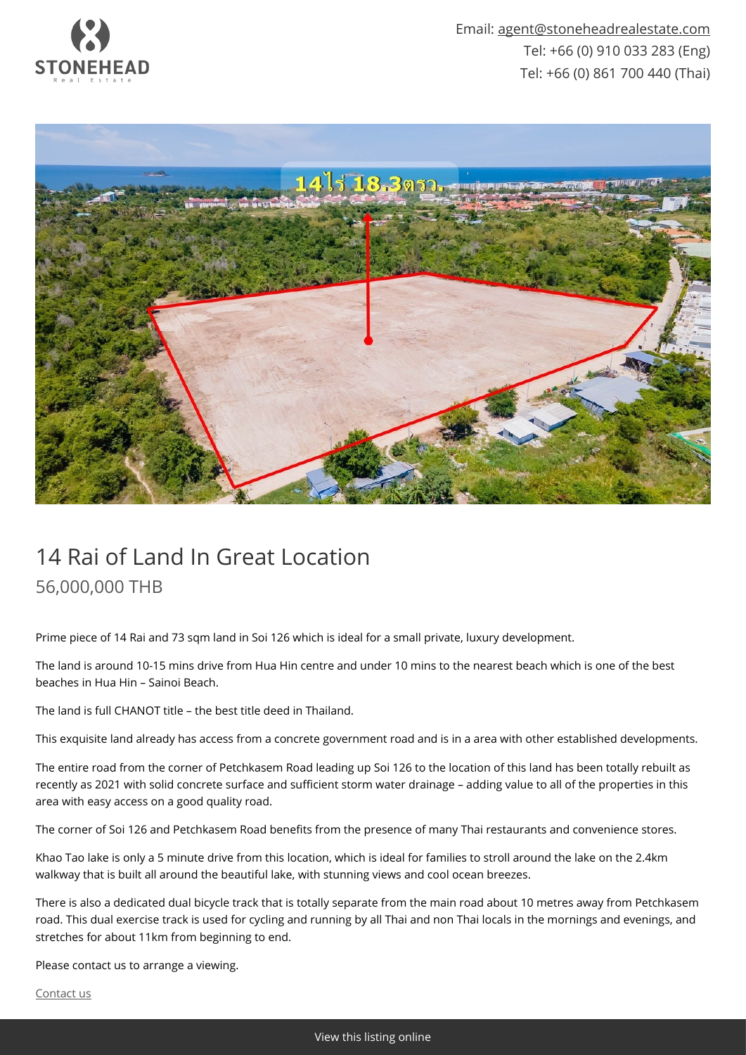Email: agent@stoneheadrealestate.com
Tel: +66 (0) 910 033 283 (Eng)
Tel: +66 (0) 861 700 440 (Thai)

# 14 Rai of Land In Great Location

## 56,000,000 THB

Prime piece of 14 Rai and 73 sqm land in Soi 126 which is ideal for a small private, luxury development.

The land is around 10-15 mins drive from Hua Hin centre and under 10 mins to the nearest beach which is one of the best beaches in Hua Hin – Sainoi Beach.

The land is full CHANOT title – the best title deed in Thailand.

This exquisite land already has access from a concrete government road and is in a area with other established developments.

The entire road from the corner of Petchkasem Road leading up Soi 126 to the location of this land has been totally rebuilt as recently as 2021 with solid concrete surface and sufficient storm water drainage – adding value to all of the properties in this area with easy access on a good quality road.

The corner of Soi 126 and Petchkasem Road benefits from the presence of many Thai restaurants and convenience stores.

Khao Tao lake is only a 5 minute drive from this location, which is ideal for families to stroll around the lake on the 2.4km walkway that is built all around the beautiful lake, with stunning views and cool ocean breezes.

There is also a dedicated dual bicycle track that is totally separate from the main road about 10 metres away from Petchkasem road. This dual exercise track is used for cycling and running by all Thai and non Thai locals in the mornings and evenings, and stretches for about 11km from beginning to end.

Please contact us to arrange a viewing.

Contact us

View this listing online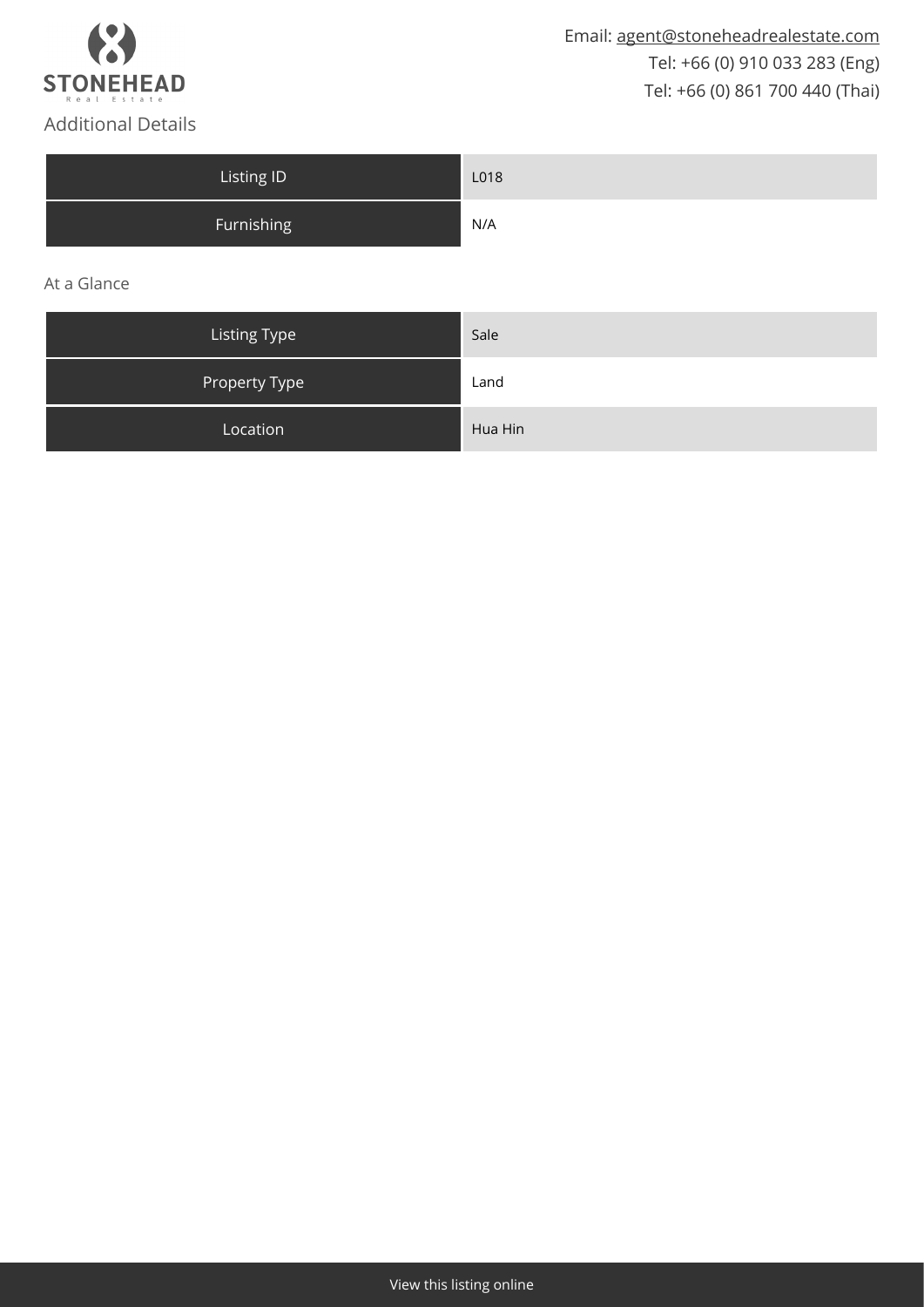Email: agent@stoneheadrealestate.com
Tel: +66 (0) 910 033 283 (Eng)
Tel: +66 (0) 861 700 440 (Thai)

## Additional Details

| | |
|---|---|
| Listing ID | L018 |
| Furnishing | N/A |

## At a Glance

| | |
|---|---|
| Listing Type | Sale |
| Property Type | Land |
| Location | Hua Hin |

View this listing online